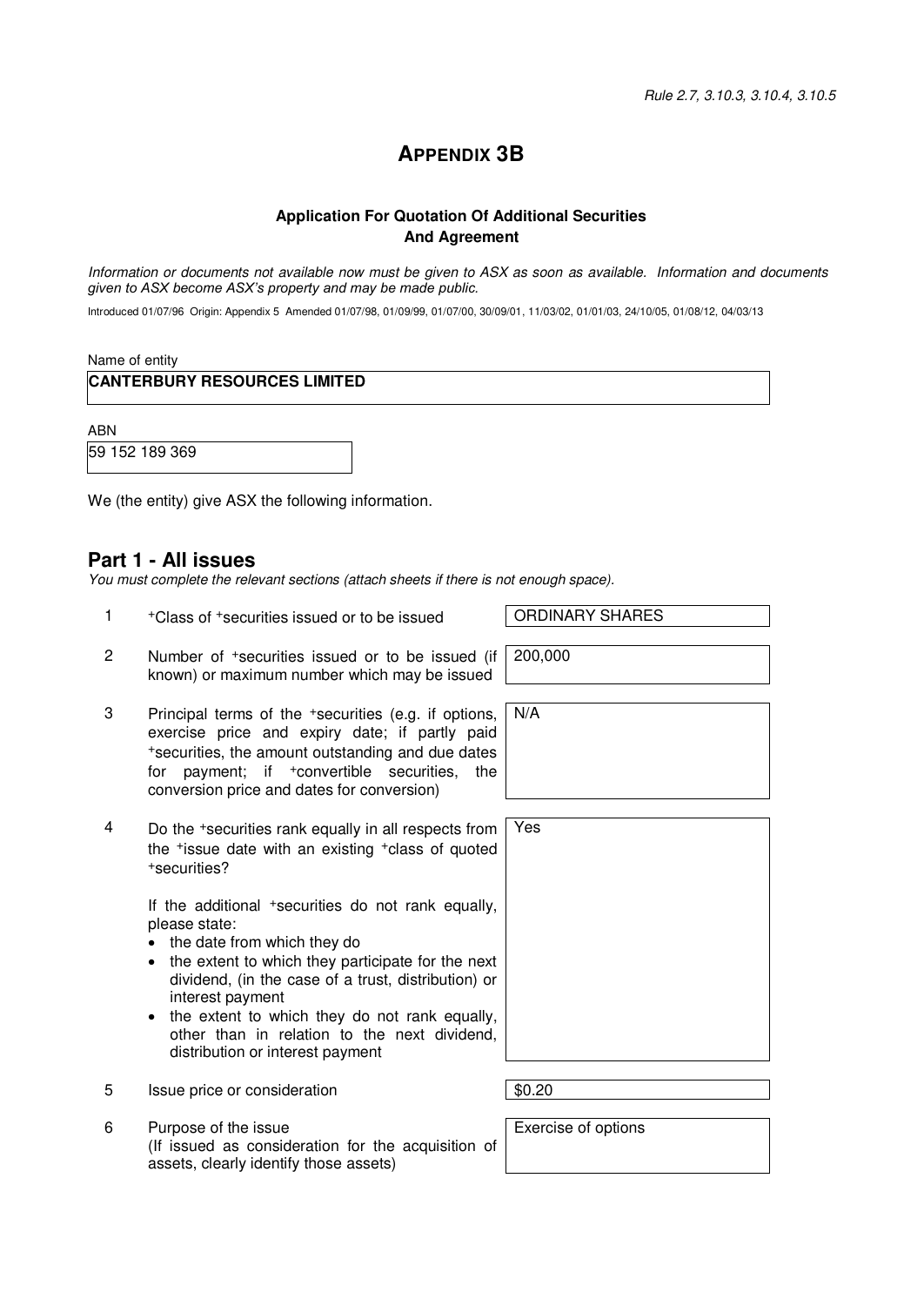*Rule 2.7, 3.10.3, 3.10.4, 3.10.5*

# APPENDIX 3B

### Application For Quotation Of Additional Securities And Agreement

*Information or documents not available now must be given to ASX as soon as available. Information and documents given to ASX become ASX's property and may be made public.*

Introduced 01/07/96 Origin: Appendix 5 Amended 01/07/98, 01/09/99, 01/07/00, 30/09/01, 11/03/02, 01/01/03, 24/10/05, 01/08/12, 04/03/13

Name of entity

**CANTERBURY RESOURCES LIMITED**

ABN

59 152 189 369

We (the entity) give ASX the following information.

## Part 1 - All issues

*You must complete the relevant sections (attach sheets if there is not enough space).*

| | | |
|---|---|---|
| 1 | +Class of +securities issued or to be issued | ORDINARY SHARES |
| 2 | Number of +securities issued or to be issued (if known) or maximum number which may be issued | 200,000 |
| 3 | Principal terms of the +securities (e.g. if options, exercise price and expiry date; if partly paid +securities, the amount outstanding and due dates for payment; if +convertible securities, the conversion price and dates for conversion) | N/A |
| 4 | Do the +securities rank equally in all respects from the +issue date with an existing +class of quoted +securities?<br><br>If the additional +securities do not rank equally, please state:<br>• the date from which they do<br>• the extent to which they participate for the next dividend, (in the case of a trust, distribution) or interest payment<br>• the extent to which they do not rank equally, other than in relation to the next dividend, distribution or interest payment | Yes |
| 5 | Issue price or consideration | $0.20 |
| 6 | Purpose of the issue<br>(If issued as consideration for the acquisition of assets, clearly identify those assets) | Exercise of options |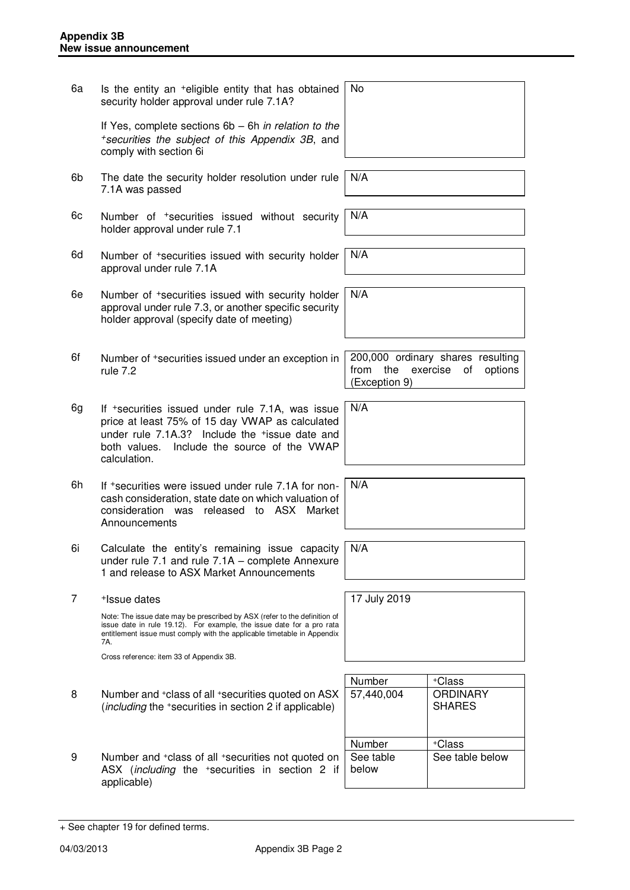| | | |
|---|---|---|
| 6a | Is the entity an +eligible entity that has obtained security holder approval under rule 7.1A?<br><br>If Yes, complete sections 6b – 6h *in relation to the +securities the subject of this Appendix 3B*, and comply with section 6i | No |
| 6b | The date the security holder resolution under rule 7.1A was passed | N/A |
| 6c | Number of +securities issued without security holder approval under rule 7.1 | N/A |
| 6d | Number of +securities issued with security holder approval under rule 7.1A | N/A |
| 6e | Number of +securities issued with security holder approval under rule 7.3, or another specific security holder approval (specify date of meeting) | N/A |
| 6f | Number of +securities issued under an exception in rule 7.2 | 200,000 ordinary shares resulting from the exercise of options (Exception 9) |
| 6g | If +securities issued under rule 7.1A, was issue price at least 75% of 15 day VWAP as calculated under rule 7.1A.3? Include the +issue date and both values. Include the source of the VWAP calculation. | N/A |
| 6h | If +securities were issued under rule 7.1A for non-cash consideration, state date on which valuation of consideration was released to ASX Market Announcements | N/A |
| 6i | Calculate the entity's remaining issue capacity under rule 7.1 and rule 7.1A – complete Annexure 1 and release to ASX Market Announcements | N/A |
| 7 | +Issue dates<br><br>Note: The issue date may be prescribed by ASX (refer to the definition of issue date in rule 19.12). For example, the issue date for a pro rata entitlement issue must comply with the applicable timetable in Appendix 7A.<br><br>Cross reference: item 33 of Appendix 3B. | 17 July 2019 |

| | | Number | +Class |
|---|---|---|---|
| 8 | Number and +class of all +securities quoted on ASX (*including* the +securities in section 2 if applicable) | 57,440,004 | ORDINARY SHARES |

| | | Number | +Class |
|---|---|---|---|
| 9 | Number and +class of all +securities not quoted on ASX (*including* the +securities in section 2 if applicable) | See table below | See table below |

+ See chapter 19 for defined terms.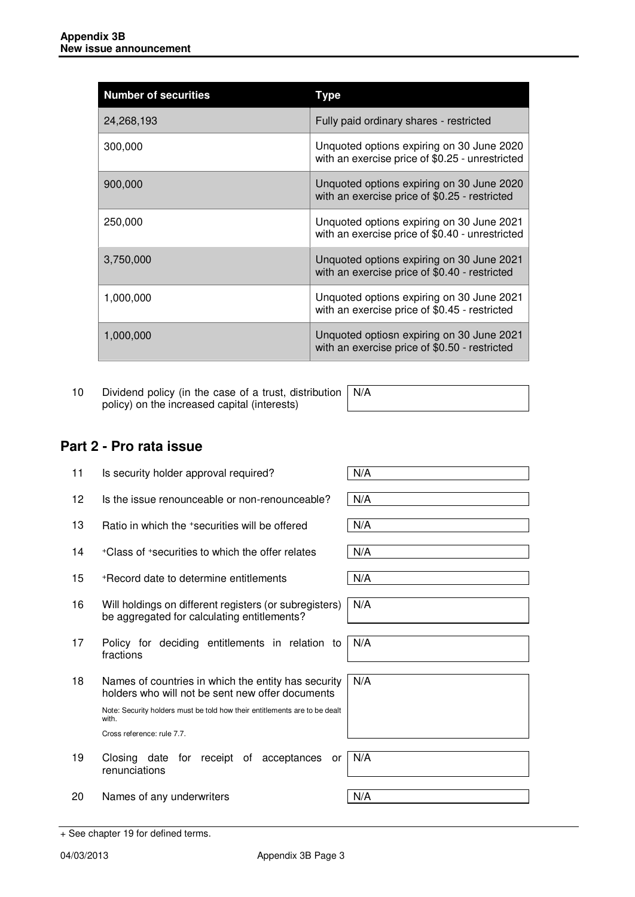| Number of securities | Type |
| --- | --- |
| 24,268,193 | Fully paid ordinary shares - restricted |
| 300,000 | Unquoted options expiring on 30 June 2020 with an exercise price of $0.25 - unrestricted |
| 900,000 | Unquoted options expiring on 30 June 2020 with an exercise price of $0.25 - restricted |
| 250,000 | Unquoted options expiring on 30 June 2021 with an exercise price of $0.40 - unrestricted |
| 3,750,000 | Unquoted options expiring on 30 June 2021 with an exercise price of $0.40 - restricted |
| 1,000,000 | Unquoted options expiring on 30 June 2021 with an exercise price of $0.45 - restricted |
| 1,000,000 | Unquoted optiosn expiring on 30 June 2021 with an exercise price of $0.50 - restricted |

| | | |
| --- | --- | --- |
| 10 | Dividend policy (in the case of a trust, distribution policy) on the increased capital (interests) | N/A |

## Part 2 - Pro rata issue

| | | |
| --- | --- | --- |
| 11 | Is security holder approval required? | N/A |
| 12 | Is the issue renounceable or non-renounceable? | N/A |
| 13 | Ratio in which the +securities will be offered | N/A |
| 14 | +Class of +securities to which the offer relates | N/A |
| 15 | +Record date to determine entitlements | N/A |
| 16 | Will holdings on different registers (or subregisters) be aggregated for calculating entitlements? | N/A |
| 17 | Policy for deciding entitlements in relation to fractions | N/A |
| 18 | Names of countries in which the entity has security holders who will not be sent new offer documents<br><br>Note: Security holders must be told how their entitlements are to be dealt with.<br><br>Cross reference: rule 7.7. | N/A |
| 19 | Closing date for receipt of acceptances or renunciations | N/A |
| 20 | Names of any underwriters | N/A |

+ See chapter 19 for defined terms.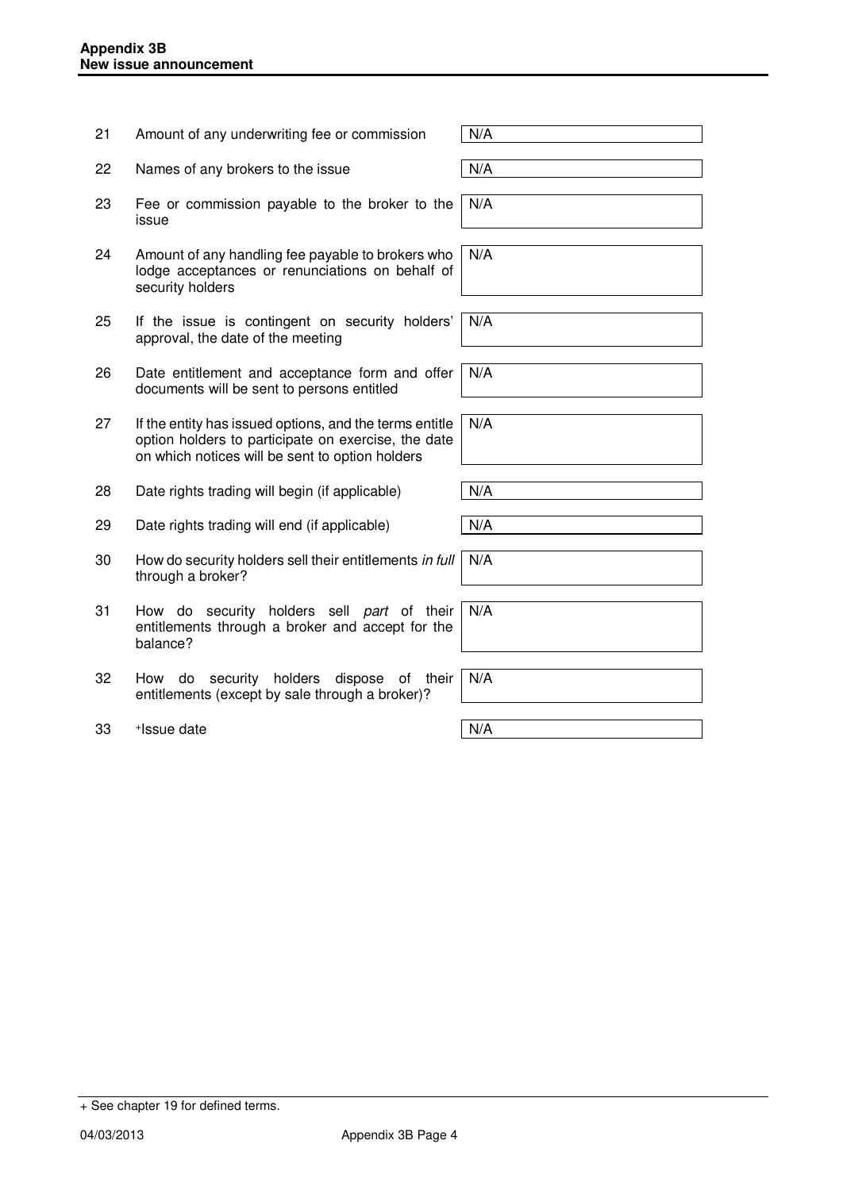| | | |
|---|---|---|
| 21 | Amount of any underwriting fee or commission | N/A |
| 22 | Names of any brokers to the issue | N/A |
| 23 | Fee or commission payable to the broker to the issue | N/A |
| 24 | Amount of any handling fee payable to brokers who lodge acceptances or renunciations on behalf of security holders | N/A |
| 25 | If the issue is contingent on security holders' approval, the date of the meeting | N/A |
| 26 | Date entitlement and acceptance form and offer documents will be sent to persons entitled | N/A |
| 27 | If the entity has issued options, and the terms entitle option holders to participate on exercise, the date on which notices will be sent to option holders | N/A |
| 28 | Date rights trading will begin (if applicable) | N/A |
| 29 | Date rights trading will end (if applicable) | N/A |
| 30 | How do security holders sell their entitlements *in full* through a broker? | N/A |
| 31 | How do security holders sell *part* of their entitlements through a broker and accept for the balance? | N/A |
| 32 | How do security holders dispose of their entitlements (except by sale through a broker)? | N/A |
| 33 | +Issue date | N/A |

+ See chapter 19 for defined terms.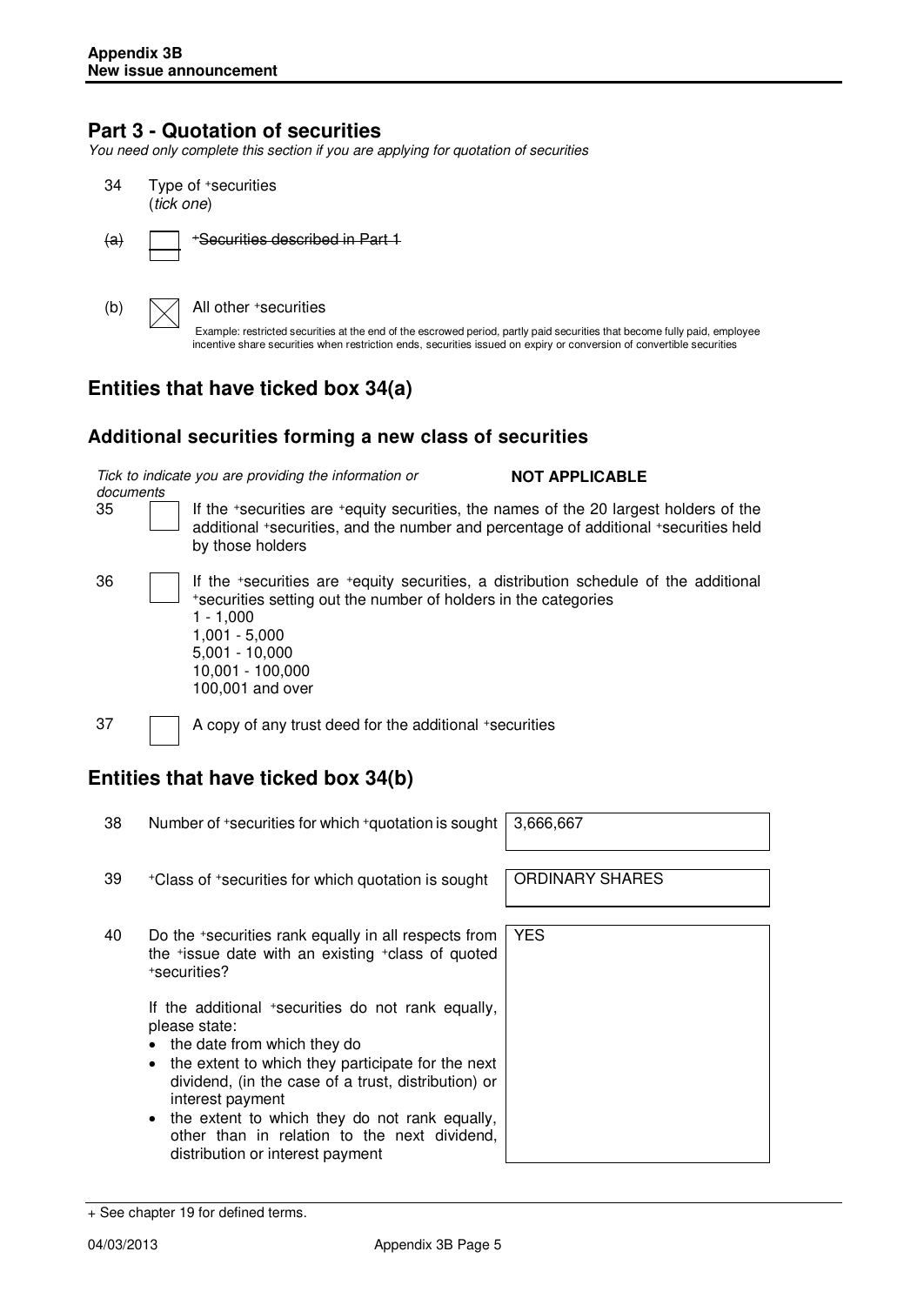## Part 3 - Quotation of securities

*You need only complete this section if you are applying for quotation of securities*

34 Type of +securities
(*tick one*)

(a) ☐ ~~+Securities described in Part 1~~

(b) ☒ All other +securities

Example: restricted securities at the end of the escrowed period, partly paid securities that become fully paid, employee incentive share securities when restriction ends, securities issued on expiry or conversion of convertible securities

## Entities that have ticked box 34(a)

### Additional securities forming a new class of securities

*Tick to indicate you are providing the information or documents* **NOT APPLICABLE**

35 ☐ If the +securities are +equity securities, the names of the 20 largest holders of the additional +securities, and the number and percentage of additional +securities held by those holders

36 ☐ If the +securities are +equity securities, a distribution schedule of the additional +securities setting out the number of holders in the categories
1 - 1,000
1,001 - 5,000
5,001 - 10,000
10,001 - 100,000
100,001 and over

37 ☐ A copy of any trust deed for the additional +securities

## Entities that have ticked box 34(b)

| | | |
|---|---|---|
| 38 | Number of +securities for which +quotation is sought | 3,666,667 |
| 39 | +Class of +securities for which quotation is sought | ORDINARY SHARES |
| 40 | Do the +securities rank equally in all respects from the +issue date with an existing +class of quoted +securities?<br><br>If the additional +securities do not rank equally, please state:<br>• the date from which they do<br>• the extent to which they participate for the next dividend, (in the case of a trust, distribution) or interest payment<br>• the extent to which they do not rank equally, other than in relation to the next dividend, distribution or interest payment | YES |

+ See chapter 19 for defined terms.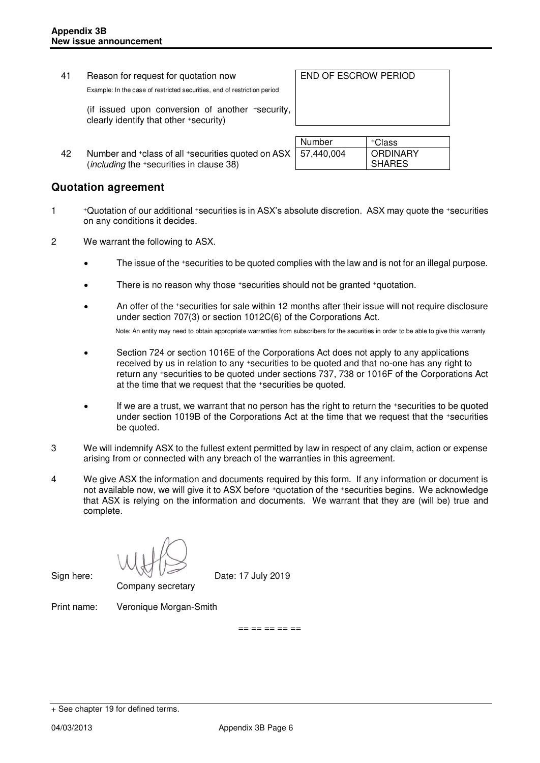41 Reason for request for quotation now

Example: In the case of restricted securities, end of restriction period

(if issued upon conversion of another +security, clearly identify that other +security)

END OF ESCROW PERIOD

42 Number and +class of all +securities quoted on ASX (*including* the +securities in clause 38)

| Number | +Class |
|---|---|
| 57,440,004 | ORDINARY SHARES |

## Quotation agreement

1 +Quotation of our additional +securities is in ASX's absolute discretion. ASX may quote the +securities on any conditions it decides.

2 We warrant the following to ASX.

- The issue of the +securities to be quoted complies with the law and is not for an illegal purpose.
- There is no reason why those +securities should not be granted +quotation.
- An offer of the +securities for sale within 12 months after their issue will not require disclosure under section 707(3) or section 1012C(6) of the Corporations Act.

  Note: An entity may need to obtain appropriate warranties from subscribers for the securities in order to be able to give this warranty
- Section 724 or section 1016E of the Corporations Act does not apply to any applications received by us in relation to any +securities to be quoted and that no-one has any right to return any +securities to be quoted under sections 737, 738 or 1016F of the Corporations Act at the time that we request that the +securities be quoted.
- If we are a trust, we warrant that no person has the right to return the +securities to be quoted under section 1019B of the Corporations Act at the time that we request that the +securities be quoted.

3 We will indemnify ASX to the fullest extent permitted by law in respect of any claim, action or expense arising from or connected with any breach of the warranties in this agreement.

4 We give ASX the information and documents required by this form. If any information or document is not available now, we will give it to ASX before +quotation of the +securities begins. We acknowledge that ASX is relying on the information and documents. We warrant that they are (will be) true and complete.

Sign here: Company secretary Date: 17 July 2019

Print name: Veronique Morgan-Smith

== == == == ==

+ See chapter 19 for defined terms.